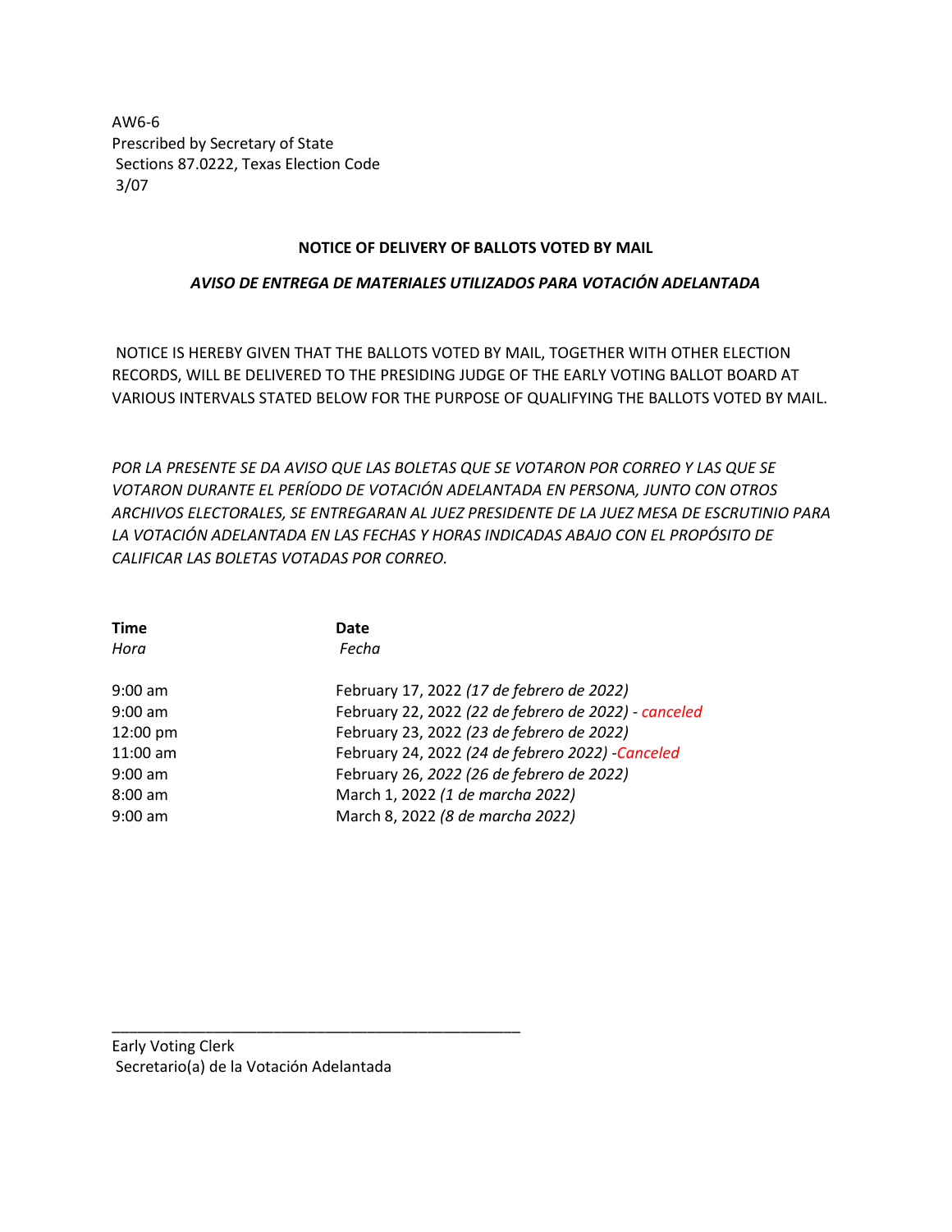AW6-6
Prescribed by Secretary of State
Sections 87.0222, Texas Election Code
3/07

## NOTICE OF DELIVERY OF BALLOTS VOTED BY MAIL

### *AVISO DE ENTREGA DE MATERIALES UTILIZADOS PARA VOTACIÓN ADELANTADA*

NOTICE IS HEREBY GIVEN THAT THE BALLOTS VOTED BY MAIL, TOGETHER WITH OTHER ELECTION RECORDS, WILL BE DELIVERED TO THE PRESIDING JUDGE OF THE EARLY VOTING BALLOT BOARD AT VARIOUS INTERVALS STATED BELOW FOR THE PURPOSE OF QUALIFYING THE BALLOTS VOTED BY MAIL.

*POR LA PRESENTE SE DA AVISO QUE LAS BOLETAS QUE SE VOTARON POR CORREO Y LAS QUE SE VOTARON DURANTE EL PERÍODO DE VOTACIÓN ADELANTADA EN PERSONA, JUNTO CON OTROS ARCHIVOS ELECTORALES, SE ENTREGARAN AL JUEZ PRESIDENTE DE LA JUEZ MESA DE ESCRUTINIO PARA LA VOTACIÓN ADELANTADA EN LAS FECHAS Y HORAS INDICADAS ABAJO CON EL PROPÓSITO DE CALIFICAR LAS BOLETAS VOTADAS POR CORREO.*

| **Time** *Hora* | **Date** *Fecha* |
|---|---|
| 9:00 am | February 17, 2022 *(17 de febrero de 2022)* |
| 9:00 am | February 22, 2022 *(22 de febrero de 2022)* - *canceled* |
| 12:00 pm | February 23, 2022 *(23 de febrero de 2022)* |
| 11:00 am | February 24, 2022 *(24 de febrero 2022)* -*Canceled* |
| 9:00 am | February 26, *2022 (26 de febrero de 2022)* |
| 8:00 am | March 1, 2022 *(1 de marcha 2022)* |
| 9:00 am | March 8, 2022 *(8 de marcha 2022)* |

\_\_\_\_\_\_\_\_\_\_\_\_\_\_\_\_\_\_\_\_\_\_\_\_\_\_\_\_\_\_\_\_\_\_\_\_\_\_\_\_\_\_\_\_\_\_\_\_

Early Voting Clerk
Secretario(a) de la Votación Adelantada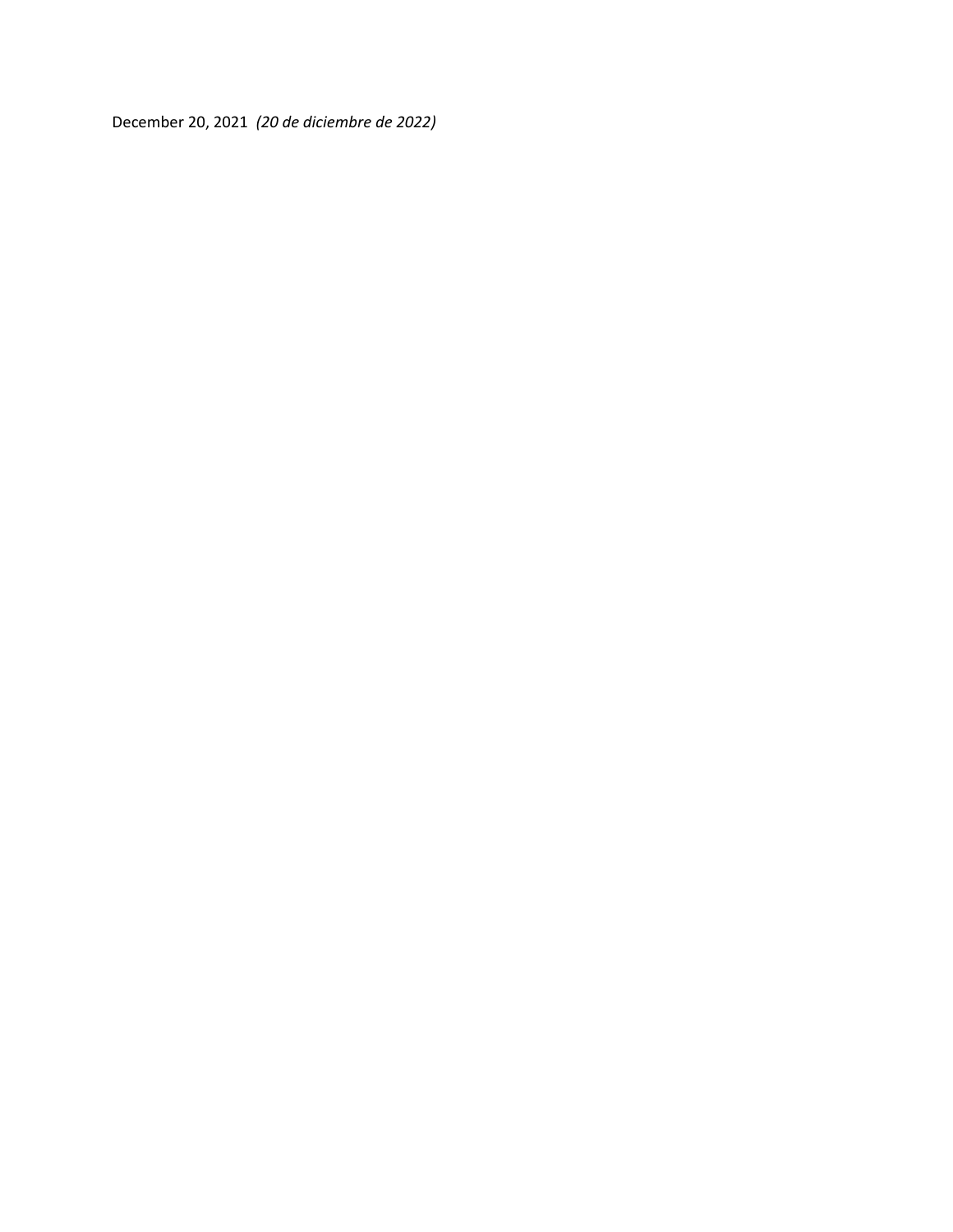December 20, 2021 *(20 de diciembre de 2022)*